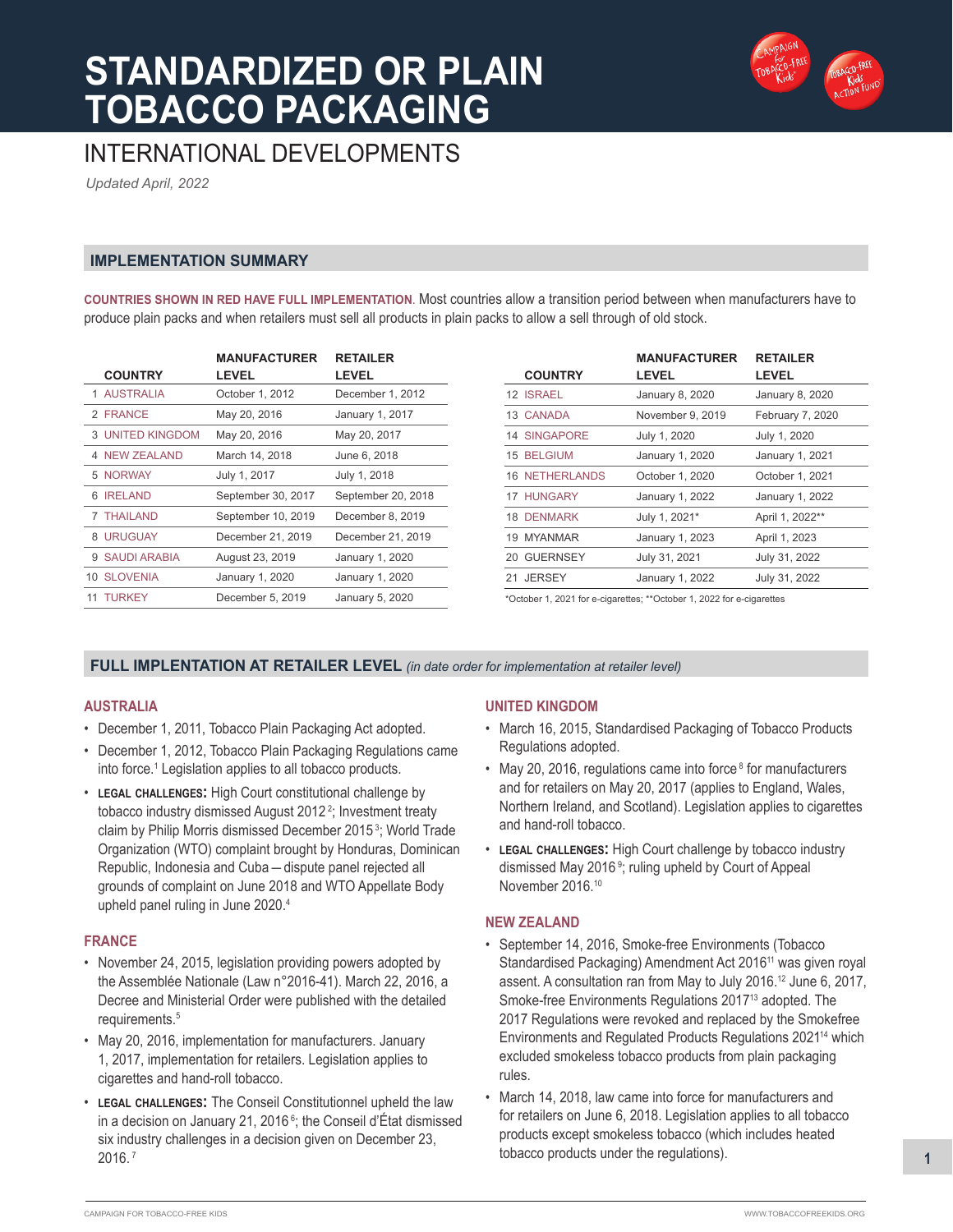# STANDARDIZED OR PLAIN TOBACCO PACKAGING

## INTERNATIONAL DEVELOPMENTS

*Updated April, 2022*

## IMPLEMENTATION SUMMARY

**COUNTRIES SHOWN IN RED HAVE FULL IMPLEMENTATION**. Most countries allow a transition period between when manufacturers have to produce plain packs and when retailers must sell all products in plain packs to allow a sell through of old stock.

| | COUNTRY | MANUFACTURER LEVEL | RETAILER LEVEL |
|---|---|---|---|
| 1 | AUSTRALIA | October 1, 2012 | December 1, 2012 |
| 2 | FRANCE | May 20, 2016 | January 1, 2017 |
| 3 | UNITED KINGDOM | May 20, 2016 | May 20, 2017 |
| 4 | NEW ZEALAND | March 14, 2018 | June 6, 2018 |
| 5 | NORWAY | July 1, 2017 | July 1, 2018 |
| 6 | IRELAND | September 30, 2017 | September 20, 2018 |
| 7 | THAILAND | September 10, 2019 | December 8, 2019 |
| 8 | URUGUAY | December 21, 2019 | December 21, 2019 |
| 9 | SAUDI ARABIA | August 23, 2019 | January 1, 2020 |
| 10 | SLOVENIA | January 1, 2020 | January 1, 2020 |
| 11 | TURKEY | December 5, 2019 | January 5, 2020 |
| 12 | ISRAEL | January 8, 2020 | January 8, 2020 |
| 13 | CANADA | November 9, 2019 | February 7, 2020 |
| 14 | SINGAPORE | July 1, 2020 | July 1, 2020 |
| 15 | BELGIUM | January 1, 2020 | January 1, 2021 |
| 16 | NETHERLANDS | October 1, 2020 | October 1, 2021 |
| 17 | HUNGARY | January 1, 2022 | January 1, 2022 |
| 18 | DENMARK | July 1, 2021* | April 1, 2022** |
| 19 | MYANMAR | January 1, 2023 | April 1, 2023 |
| 20 | GUERNSEY | July 31, 2021 | July 31, 2022 |
| 21 | JERSEY | January 1, 2022 | July 31, 2022 |

*October 1, 2021 for e-cigarettes; **October 1, 2022 for e-cigarettes

## FULL IMPLENTATION AT RETAILER LEVEL *(in date order for implementation at retailer level)*

### AUSTRALIA

- December 1, 2011, Tobacco Plain Packaging Act adopted.
- December 1, 2012, Tobacco Plain Packaging Regulations came into force.[1] Legislation applies to all tobacco products.
- **LEGAL CHALLENGES:** High Court constitutional challenge by tobacco industry dismissed August 2012[2]; Investment treaty claim by Philip Morris dismissed December 2015[3]; World Trade Organization (WTO) complaint brought by Honduras, Dominican Republic, Indonesia and Cuba – dispute panel rejected all grounds of complaint on June 2018 and WTO Appellate Body upheld panel ruling in June 2020.[4]

### FRANCE

- November 24, 2015, legislation providing powers adopted by the Assemblée Nationale (Law n°2016-41). March 22, 2016, a Decree and Ministerial Order were published with the detailed requirements.[5]
- May 20, 2016, implementation for manufacturers. January 1, 2017, implementation for retailers. Legislation applies to cigarettes and hand-roll tobacco.
- **LEGAL CHALLENGES:** The Conseil Constitutionnel upheld the law in a decision on January 21, 2016[6]; the Conseil d'État dismissed six industry challenges in a decision given on December 23, 2016.[7]

### UNITED KINGDOM

- March 16, 2015, Standardised Packaging of Tobacco Products Regulations adopted.
- May 20, 2016, regulations came into force[8] for manufacturers and for retailers on May 20, 2017 (applies to England, Wales, Northern Ireland, and Scotland). Legislation applies to cigarettes and hand-roll tobacco.
- **LEGAL CHALLENGES:** High Court challenge by tobacco industry dismissed May 2016[9]; ruling upheld by Court of Appeal November 2016.[10]

### NEW ZEALAND

- September 14, 2016, Smoke-free Environments (Tobacco Standardised Packaging) Amendment Act 2016[11] was given royal assent. A consultation ran from May to July 2016.[12] June 6, 2017, Smoke-free Environments Regulations 2017[13] adopted. The 2017 Regulations were revoked and replaced by the Smokefree Environments and Regulated Products Regulations 2021[14] which excluded smokeless tobacco products from plain packaging rules.
- March 14, 2018, law came into force for manufacturers and for retailers on June 6, 2018. Legislation applies to all tobacco products except smokeless tobacco (which includes heated tobacco products under the regulations).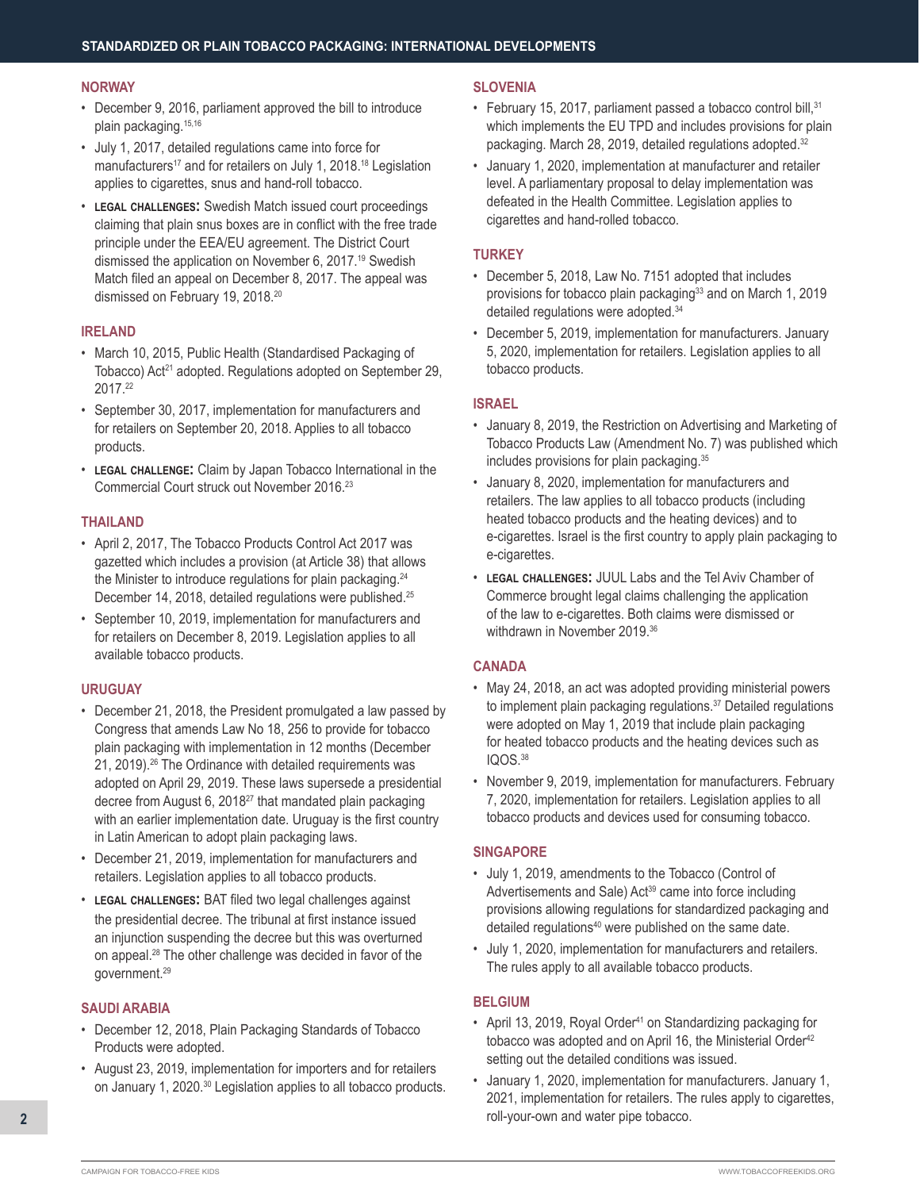## NORWAY

- December 9, 2016, parliament approved the bill to introduce plain packaging.[15,16]
- July 1, 2017, detailed regulations came into force for manufacturers[17] and for retailers on July 1, 2018.[18] Legislation applies to cigarettes, snus and hand-roll tobacco.
- **LEGAL CHALLENGES:** Swedish Match issued court proceedings claiming that plain snus boxes are in conflict with the free trade principle under the EEA/EU agreement. The District Court dismissed the application on November 6, 2017.[19] Swedish Match filed an appeal on December 8, 2017. The appeal was dismissed on February 19, 2018.[20]

## IRELAND

- March 10, 2015, Public Health (Standardised Packaging of Tobacco) Act[21] adopted. Regulations adopted on September 29, 2017.[22]
- September 30, 2017, implementation for manufacturers and for retailers on September 20, 2018. Applies to all tobacco products.
- **LEGAL CHALLENGE:** Claim by Japan Tobacco International in the Commercial Court struck out November 2016.[23]

## THAILAND

- April 2, 2017, The Tobacco Products Control Act 2017 was gazetted which includes a provision (at Article 38) that allows the Minister to introduce regulations for plain packaging.[24] December 14, 2018, detailed regulations were published.[25]
- September 10, 2019, implementation for manufacturers and for retailers on December 8, 2019. Legislation applies to all available tobacco products.

## URUGUAY

- December 21, 2018, the President promulgated a law passed by Congress that amends Law No 18, 256 to provide for tobacco plain packaging with implementation in 12 months (December 21, 2019).[26] The Ordinance with detailed requirements was adopted on April 29, 2019. These laws supersede a presidential decree from August 6, 2018[27] that mandated plain packaging with an earlier implementation date. Uruguay is the first country in Latin American to adopt plain packaging laws.
- December 21, 2019, implementation for manufacturers and retailers. Legislation applies to all tobacco products.
- **LEGAL CHALLENGES:** BAT filed two legal challenges against the presidential decree. The tribunal at first instance issued an injunction suspending the decree but this was overturned on appeal.[28] The other challenge was decided in favor of the government.[29]

## SAUDI ARABIA

- December 12, 2018, Plain Packaging Standards of Tobacco Products were adopted.
- August 23, 2019, implementation for importers and for retailers on January 1, 2020.[30] Legislation applies to all tobacco products.

## SLOVENIA

- February 15, 2017, parliament passed a tobacco control bill,[31] which implements the EU TPD and includes provisions for plain packaging. March 28, 2019, detailed regulations adopted.[32]
- January 1, 2020, implementation at manufacturer and retailer level. A parliamentary proposal to delay implementation was defeated in the Health Committee. Legislation applies to cigarettes and hand-rolled tobacco.

## TURKEY

- December 5, 2018, Law No. 7151 adopted that includes provisions for tobacco plain packaging[33] and on March 1, 2019 detailed regulations were adopted.[34]
- December 5, 2019, implementation for manufacturers. January 5, 2020, implementation for retailers. Legislation applies to all tobacco products.

## ISRAEL

- January 8, 2019, the Restriction on Advertising and Marketing of Tobacco Products Law (Amendment No. 7) was published which includes provisions for plain packaging.[35]
- January 8, 2020, implementation for manufacturers and retailers. The law applies to all tobacco products (including heated tobacco products and the heating devices) and to e-cigarettes. Israel is the first country to apply plain packaging to e-cigarettes.
- **LEGAL CHALLENGES:** JUUL Labs and the Tel Aviv Chamber of Commerce brought legal claims challenging the application of the law to e-cigarettes. Both claims were dismissed or withdrawn in November 2019.[36]

## CANADA

- May 24, 2018, an act was adopted providing ministerial powers to implement plain packaging regulations.[37] Detailed regulations were adopted on May 1, 2019 that include plain packaging for heated tobacco products and the heating devices such as IQOS.[38]
- November 9, 2019, implementation for manufacturers. February 7, 2020, implementation for retailers. Legislation applies to all tobacco products and devices used for consuming tobacco.

## SINGAPORE

- July 1, 2019, amendments to the Tobacco (Control of Advertisements and Sale) Act[39] came into force including provisions allowing regulations for standardized packaging and detailed regulations[40] were published on the same date.
- July 1, 2020, implementation for manufacturers and retailers. The rules apply to all available tobacco products.

## BELGIUM

- April 13, 2019, Royal Order[41] on Standardizing packaging for tobacco was adopted and on April 16, the Ministerial Order[42] setting out the detailed conditions was issued.
- January 1, 2020, implementation for manufacturers. January 1, 2021, implementation for retailers. The rules apply to cigarettes, roll-your-own and water pipe tobacco.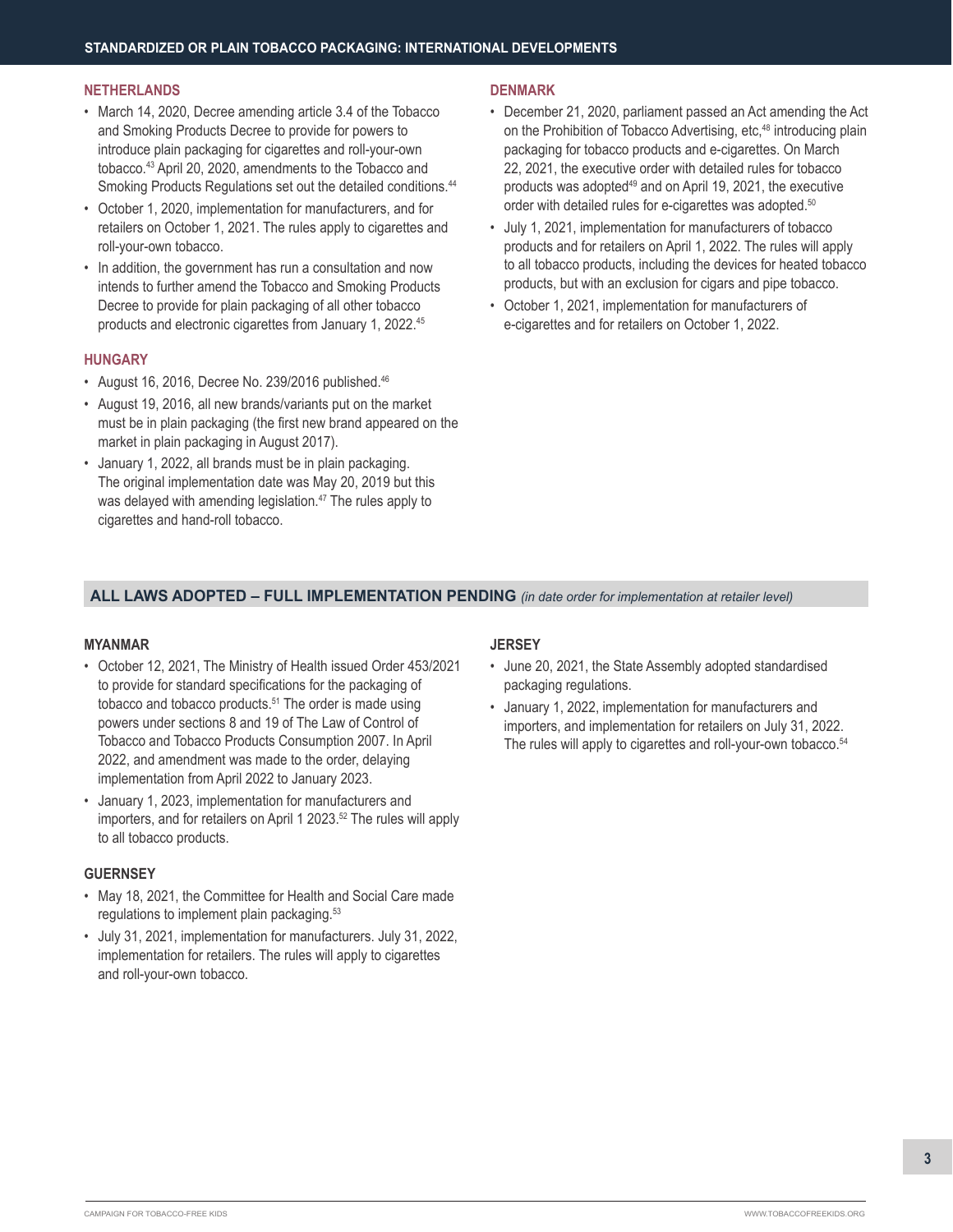## NETHERLANDS

- March 14, 2020, Decree amending article 3.4 of the Tobacco and Smoking Products Decree to provide for powers to introduce plain packaging for cigarettes and roll-your-own tobacco.[43] April 20, 2020, amendments to the Tobacco and Smoking Products Regulations set out the detailed conditions.[44]
- October 1, 2020, implementation for manufacturers, and for retailers on October 1, 2021. The rules apply to cigarettes and roll-your-own tobacco.
- In addition, the government has run a consultation and now intends to further amend the Tobacco and Smoking Products Decree to provide for plain packaging of all other tobacco products and electronic cigarettes from January 1, 2022.[45]

## HUNGARY

- August 16, 2016, Decree No. 239/2016 published.[46]
- August 19, 2016, all new brands/variants put on the market must be in plain packaging (the first new brand appeared on the market in plain packaging in August 2017).
- January 1, 2022, all brands must be in plain packaging. The original implementation date was May 20, 2019 but this was delayed with amending legislation.[47] The rules apply to cigarettes and hand-roll tobacco.

## DENMARK

- December 21, 2020, parliament passed an Act amending the Act on the Prohibition of Tobacco Advertising, etc,[48] introducing plain packaging for tobacco products and e-cigarettes. On March 22, 2021, the executive order with detailed rules for tobacco products was adopted[49] and on April 19, 2021, the executive order with detailed rules for e-cigarettes was adopted.[50]
- July 1, 2021, implementation for manufacturers of tobacco products and for retailers on April 1, 2022. The rules will apply to all tobacco products, including the devices for heated tobacco products, but with an exclusion for cigars and pipe tobacco.
- October 1, 2021, implementation for manufacturers of e-cigarettes and for retailers on October 1, 2022.

# ALL LAWS ADOPTED – FULL IMPLEMENTATION PENDING *(in date order for implementation at retailer level)*

## MYANMAR

- October 12, 2021, The Ministry of Health issued Order 453/2021 to provide for standard specifications for the packaging of tobacco and tobacco products.[51] The order is made using powers under sections 8 and 19 of The Law of Control of Tobacco and Tobacco Products Consumption 2007. In April 2022, and amendment was made to the order, delaying implementation from April 2022 to January 2023.
- January 1, 2023, implementation for manufacturers and importers, and for retailers on April 1 2023.[52] The rules will apply to all tobacco products.

## GUERNSEY

- May 18, 2021, the Committee for Health and Social Care made regulations to implement plain packaging.[53]
- July 31, 2021, implementation for manufacturers. July 31, 2022, implementation for retailers. The rules will apply to cigarettes and roll-your-own tobacco.

## JERSEY

- June 20, 2021, the State Assembly adopted standardised packaging regulations.
- January 1, 2022, implementation for manufacturers and importers, and implementation for retailers on July 31, 2022. The rules will apply to cigarettes and roll-your-own tobacco.[54]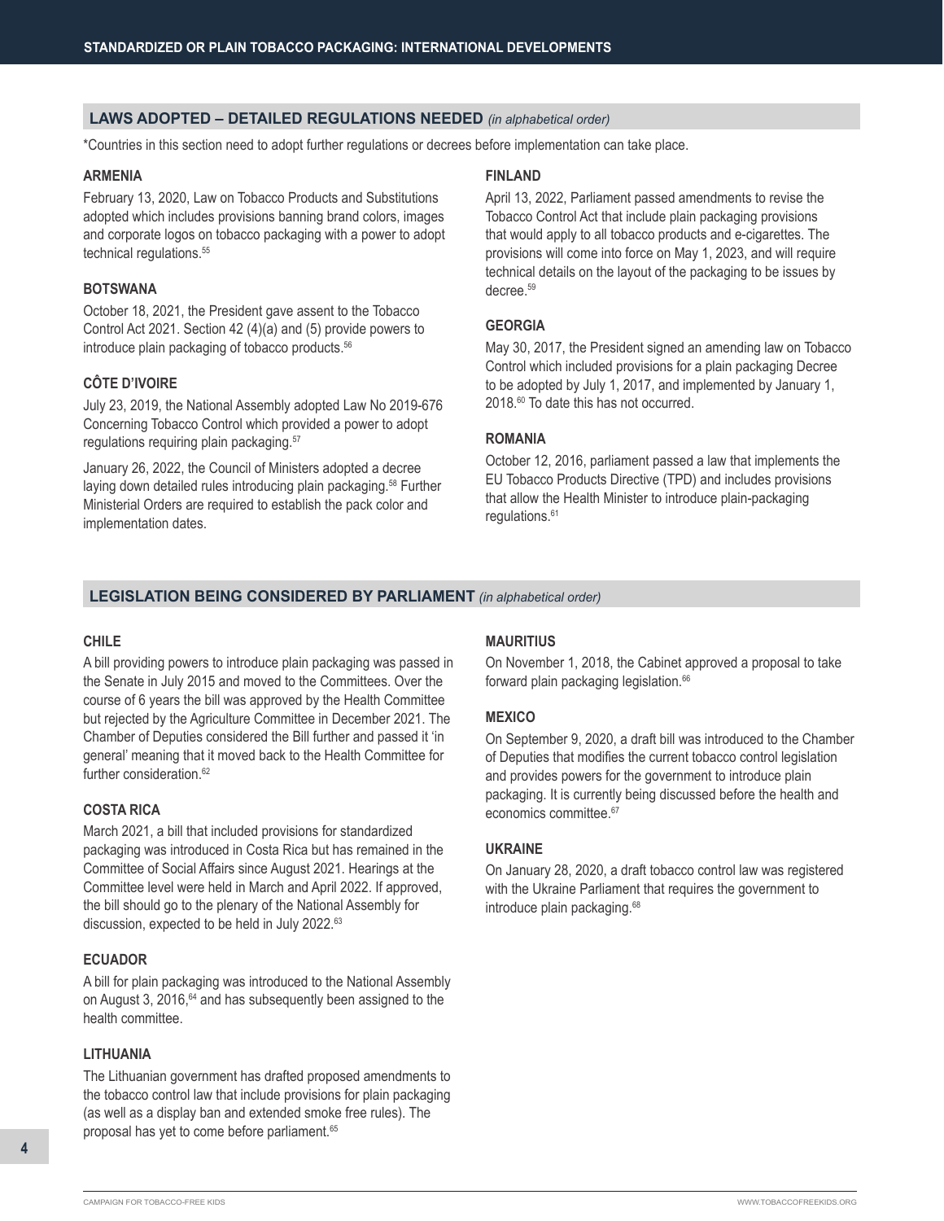## LAWS ADOPTED – DETAILED REGULATIONS NEEDED *(in alphabetical order)*

*Countries in this section need to adopt further regulations or decrees before implementation can take place.

### ARMENIA

February 13, 2020, Law on Tobacco Products and Substitutions adopted which includes provisions banning brand colors, images and corporate logos on tobacco packaging with a power to adopt technical regulations.[55]

### BOTSWANA

October 18, 2021, the President gave assent to the Tobacco Control Act 2021. Section 42 (4)(a) and (5) provide powers to introduce plain packaging of tobacco products.[56]

### CÔTE D'IVOIRE

July 23, 2019, the National Assembly adopted Law No 2019-676 Concerning Tobacco Control which provided a power to adopt regulations requiring plain packaging.[57]

January 26, 2022, the Council of Ministers adopted a decree laying down detailed rules introducing plain packaging.[58] Further Ministerial Orders are required to establish the pack color and implementation dates.

### FINLAND

April 13, 2022, Parliament passed amendments to revise the Tobacco Control Act that include plain packaging provisions that would apply to all tobacco products and e-cigarettes. The provisions will come into force on May 1, 2023, and will require technical details on the layout of the packaging to be issues by decree.[59]

### GEORGIA

May 30, 2017, the President signed an amending law on Tobacco Control which included provisions for a plain packaging Decree to be adopted by July 1, 2017, and implemented by January 1, 2018.[60] To date this has not occurred.

### ROMANIA

October 12, 2016, parliament passed a law that implements the EU Tobacco Products Directive (TPD) and includes provisions that allow the Health Minister to introduce plain-packaging regulations.[61]

## LEGISLATION BEING CONSIDERED BY PARLIAMENT *(in alphabetical order)*

### CHILE

A bill providing powers to introduce plain packaging was passed in the Senate in July 2015 and moved to the Committees. Over the course of 6 years the bill was approved by the Health Committee but rejected by the Agriculture Committee in December 2021. The Chamber of Deputies considered the Bill further and passed it 'in general' meaning that it moved back to the Health Committee for further consideration.[62]

### COSTA RICA

March 2021, a bill that included provisions for standardized packaging was introduced in Costa Rica but has remained in the Committee of Social Affairs since August 2021. Hearings at the Committee level were held in March and April 2022. If approved, the bill should go to the plenary of the National Assembly for discussion, expected to be held in July 2022.[63]

### ECUADOR

A bill for plain packaging was introduced to the National Assembly on August 3, 2016,[64] and has subsequently been assigned to the health committee.

### LITHUANIA

The Lithuanian government has drafted proposed amendments to the tobacco control law that include provisions for plain packaging (as well as a display ban and extended smoke free rules). The proposal has yet to come before parliament.[65]

### MAURITIUS

On November 1, 2018, the Cabinet approved a proposal to take forward plain packaging legislation.[66]

### MEXICO

On September 9, 2020, a draft bill was introduced to the Chamber of Deputies that modifies the current tobacco control legislation and provides powers for the government to introduce plain packaging. It is currently being discussed before the health and economics committee.[67]

### UKRAINE

On January 28, 2020, a draft tobacco control law was registered with the Ukraine Parliament that requires the government to introduce plain packaging.[68]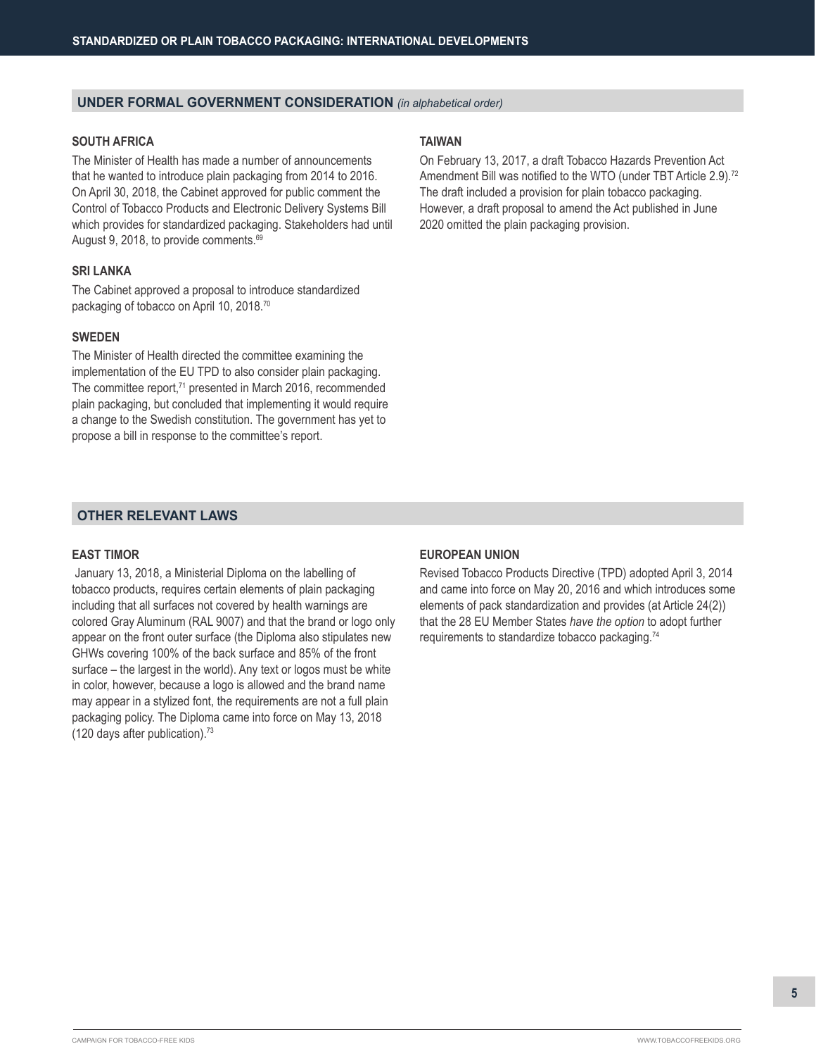## UNDER FORMAL GOVERNMENT CONSIDERATION *(in alphabetical order)*

### SOUTH AFRICA

The Minister of Health has made a number of announcements that he wanted to introduce plain packaging from 2014 to 2016. On April 30, 2018, the Cabinet approved for public comment the Control of Tobacco Products and Electronic Delivery Systems Bill which provides for standardized packaging. Stakeholders had until August 9, 2018, to provide comments.[69]

### SRI LANKA

The Cabinet approved a proposal to introduce standardized packaging of tobacco on April 10, 2018.[70]

### SWEDEN

The Minister of Health directed the committee examining the implementation of the EU TPD to also consider plain packaging. The committee report,[71] presented in March 2016, recommended plain packaging, but concluded that implementing it would require a change to the Swedish constitution. The government has yet to propose a bill in response to the committee's report.

### TAIWAN

On February 13, 2017, a draft Tobacco Hazards Prevention Act Amendment Bill was notified to the WTO (under TBT Article 2.9).[72] The draft included a provision for plain tobacco packaging. However, a draft proposal to amend the Act published in June 2020 omitted the plain packaging provision.

## OTHER RELEVANT LAWS

### EAST TIMOR

January 13, 2018, a Ministerial Diploma on the labelling of tobacco products, requires certain elements of plain packaging including that all surfaces not covered by health warnings are colored Gray Aluminum (RAL 9007) and that the brand or logo only appear on the front outer surface (the Diploma also stipulates new GHWs covering 100% of the back surface and 85% of the front surface – the largest in the world). Any text or logos must be white in color, however, because a logo is allowed and the brand name may appear in a stylized font, the requirements are not a full plain packaging policy. The Diploma came into force on May 13, 2018 (120 days after publication).[73]

### EUROPEAN UNION

Revised Tobacco Products Directive (TPD) adopted April 3, 2014 and came into force on May 20, 2016 and which introduces some elements of pack standardization and provides (at Article 24(2)) that the 28 EU Member States *have the option* to adopt further requirements to standardize tobacco packaging.[74]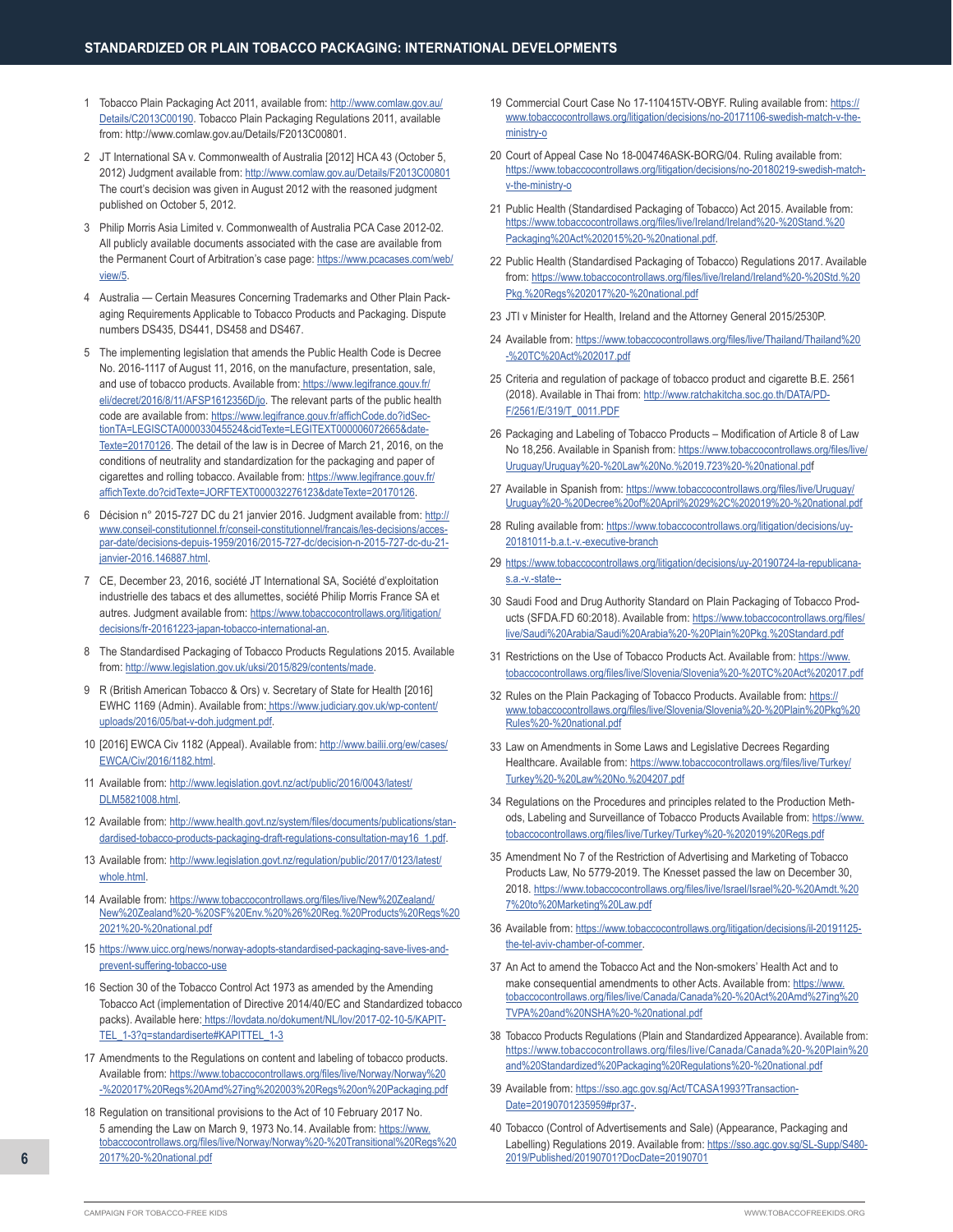1. Tobacco Plain Packaging Act 2011, available from: http://www.comlaw.gov.au/Details/C2013C00190. Tobacco Plain Packaging Regulations 2011, available from: http://www.comlaw.gov.au/Details/F2013C00801.

2. JT International SA v. Commonwealth of Australia [2012] HCA 43 (October 5, 2012) Judgment available from: http://www.comlaw.gov.au/Details/F2013C00801 The court's decision was given in August 2012 with the reasoned judgment published on October 5, 2012.

3. Philip Morris Asia Limited v. Commonwealth of Australia PCA Case 2012-02. All publicly available documents associated with the case are available from the Permanent Court of Arbitration's case page: https://www.pcacases.com/web/view/5.

4. Australia — Certain Measures Concerning Trademarks and Other Plain Packaging Requirements Applicable to Tobacco Products and Packaging. Dispute numbers DS435, DS441, DS458 and DS467.

5. The implementing legislation that amends the Public Health Code is Decree No. 2016-1117 of August 11, 2016, on the manufacture, presentation, sale, and use of tobacco products. Available from: https://www.legifrance.gouv.fr/eli/decret/2016/8/11/AFSP1612356D/jo. The relevant parts of the public health code are available from: https://www.legifrance.gouv.fr/affichCode.do?idSectionTA=LEGISCTA000033045524&cidTexte=LEGITEXT000006072665&dateTexte=20170126. The detail of the law is in Decree of March 21, 2016, on the conditions of neutrality and standardization for the packaging and paper of cigarettes and rolling tobacco. Available from: https://www.legifrance.gouv.fr/affichTexte.do?cidTexte=JORFTEXT000032276123&dateTexte=20170126.

6. Décision n° 2015-727 DC du 21 janvier 2016. Judgment available from: http://www.conseil-constitutionnel.fr/conseil-constitutionnel/francais/les-decisions/acces-par-date/decisions-depuis-1959/2016/2015-727-dc/decision-n-2015-727-dc-du-21-janvier-2016.146887.html.

7. CE, December 23, 2016, société JT International SA, Société d'exploitation industrielle des tabacs et des allumettes, société Philip Morris France SA et autres. Judgment available from: https://www.tobaccocontrollaws.org/litigation/decisions/fr-20161223-japan-tobacco-international-an.

8. The Standardised Packaging of Tobacco Products Regulations 2015. Available from: http://www.legislation.gov.uk/uksi/2015/829/contents/made.

9. R (British American Tobacco & Ors) v. Secretary of State for Health [2016] EWHC 1169 (Admin). Available from: https://www.judiciary.gov.uk/wp-content/uploads/2016/05/bat-v-doh.judgment.pdf.

10. [2016] EWCA Civ 1182 (Appeal). Available from: http://www.bailii.org/ew/cases/EWCA/Civ/2016/1182.html.

11. Available from: http://www.legislation.govt.nz/act/public/2016/0043/latest/DLM5821008.html.

12. Available from: http://www.health.govt.nz/system/files/documents/publications/standardised-tobacco-products-packaging-draft-regulations-consultation-may16_1.pdf.

13. Available from: http://www.legislation.govt.nz/regulation/public/2017/0123/latest/whole.html.

14. Available from: https://www.tobaccocontrollaws.org/files/live/New%20Zealand/New%20Zealand%20-%20SF%20Env.%20%26%20Reg.%20Products%20Regs%202021%20-%20national.pdf

15. https://www.uicc.org/news/norway-adopts-standardised-packaging-save-lives-and-prevent-suffering-tobacco-use

16. Section 30 of the Tobacco Control Act 1973 as amended by the Amending Tobacco Act (implementation of Directive 2014/40/EC and Standardized tobacco packs). Available here: https://lovdata.no/dokument/NL/lov/2017-02-10-5/KAPITTEL_1-3?q=standardiserte#KAPITTEL_1-3

17. Amendments to the Regulations on content and labeling of tobacco products. Available from: https://www.tobaccocontrollaws.org/files/live/Norway/Norway%20-%202017%20Regs%20Amd%27ing%202003%20Regs%20on%20Packaging.pdf

18. Regulation on transitional provisions to the Act of 10 February 2017 No. 5 amending the Law on March 9, 1973 No.14. Available from: https://www.tobaccocontrollaws.org/files/live/Norway/Norway%20-%20Transitional%20Regs%202017%20-%20national.pdf

19. Commercial Court Case No 17-110415TV-OBYF. Ruling available from: https://www.tobaccocontrollaws.org/litigation/decisions/no-20171106-swedish-match-v-the-ministry-o

20. Court of Appeal Case No 18-004746ASK-BORG/04. Ruling available from: https://www.tobaccocontrollaws.org/litigation/decisions/no-20180219-swedish-match-v-the-ministry-o

21. Public Health (Standardised Packaging of Tobacco) Act 2015. Available from: https://www.tobaccocontrollaws.org/files/live/Ireland/Ireland%20-%20Stand.%20Packaging%20Act%202015%20-%20national.pdf.

22. Public Health (Standardised Packaging of Tobacco) Regulations 2017. Available from: https://www.tobaccocontrollaws.org/files/live/Ireland/Ireland%20-%20Std.%20Pkg.%20Regs%202017%20-%20national.pdf

23. JTI v Minister for Health, Ireland and the Attorney General 2015/2530P.

24. Available from: https://www.tobaccocontrollaws.org/files/live/Thailand/Thailand%20-%20TC%20Act%202017.pdf

25. Criteria and regulation of package of tobacco product and cigarette B.E. 2561 (2018). Available in Thai from: http://www.ratchakitcha.soc.go.th/DATA/PDF/2561/E/319/T_0011.PDF

26. Packaging and Labeling of Tobacco Products – Modification of Article 8 of Law No 18,256. Available in Spanish from: https://www.tobaccocontrollaws.org/files/live/Uruguay/Uruguay%20-%20Law%20No.%2019.723%20-%20national.pdf

27. Available in Spanish from: https://www.tobaccocontrollaws.org/files/live/Uruguay/Uruguay%20-%20Decree%20of%20April%2029%2C%202019%20-%20national.pdf

28. Ruling available from: https://www.tobaccocontrollaws.org/litigation/decisions/uy-20181011-b.a.t.-v.-executive-branch

29. https://www.tobaccocontrollaws.org/litigation/decisions/uy-20190724-la-republicana-s.a.-v.-state--

30. Saudi Food and Drug Authority Standard on Plain Packaging of Tobacco Products (SFDA.FD 60:2018). Available from: https://www.tobaccocontrollaws.org/files/live/Saudi%20Arabia/Saudi%20Arabia%20-%20Plain%20Pkg.%20Standard.pdf

31. Restrictions on the Use of Tobacco Products Act. Available from: https://www.tobaccocontrollaws.org/files/live/Slovenia/Slovenia%20-%20TC%20Act%202017.pdf

32. Rules on the Plain Packaging of Tobacco Products. Available from: https://www.tobaccocontrollaws.org/files/live/Slovenia/Slovenia%20-%20Plain%20Pkg%20Rules%20-%20national.pdf

33. Law on Amendments in Some Laws and Legislative Decrees Regarding Healthcare. Available from: https://www.tobaccocontrollaws.org/files/live/Turkey/Turkey%20-%20Law%20No.%204207.pdf

34. Regulations on the Procedures and principles related to the Production Methods, Labeling and Surveillance of Tobacco Products Available from: https://www.tobaccocontrollaws.org/files/live/Turkey/Turkey%20-%202019%20Regs.pdf

35. Amendment No 7 of the Restriction of Advertising and Marketing of Tobacco Products Law, No 5779-2019. The Knesset passed the law on December 30, 2018. https://www.tobaccocontrollaws.org/files/live/Israel/Israel%20-%20Amdt.%207%20to%20Marketing%20Law.pdf

36. Available from: https://www.tobaccocontrollaws.org/litigation/decisions/il-20191125-the-tel-aviv-chamber-of-commer.

37. An Act to amend the Tobacco Act and the Non-smokers' Health Act and to make consequential amendments to other Acts. Available from: https://www.tobaccocontrollaws.org/files/live/Canada/Canada%20-%20Act%20Amd%27ing%20TVPA%20and%20NSHA%20-%20national.pdf

38. Tobacco Products Regulations (Plain and Standardized Appearance). Available from: https://www.tobaccocontrollaws.org/files/live/Canada/Canada%20-%20Plain%20and%20Standardized%20Packaging%20Regulations%20-%20national.pdf

39. Available from: https://sso.agc.gov.sg/Act/TCASA1993?TransactionDate=20190701235959#pr37-.

40. Tobacco (Control of Advertisements and Sale) (Appearance, Packaging and Labelling) Regulations 2019. Available from: https://sso.agc.gov.sg/SL-Supp/S480-2019/Published/20190701?DocDate=20190701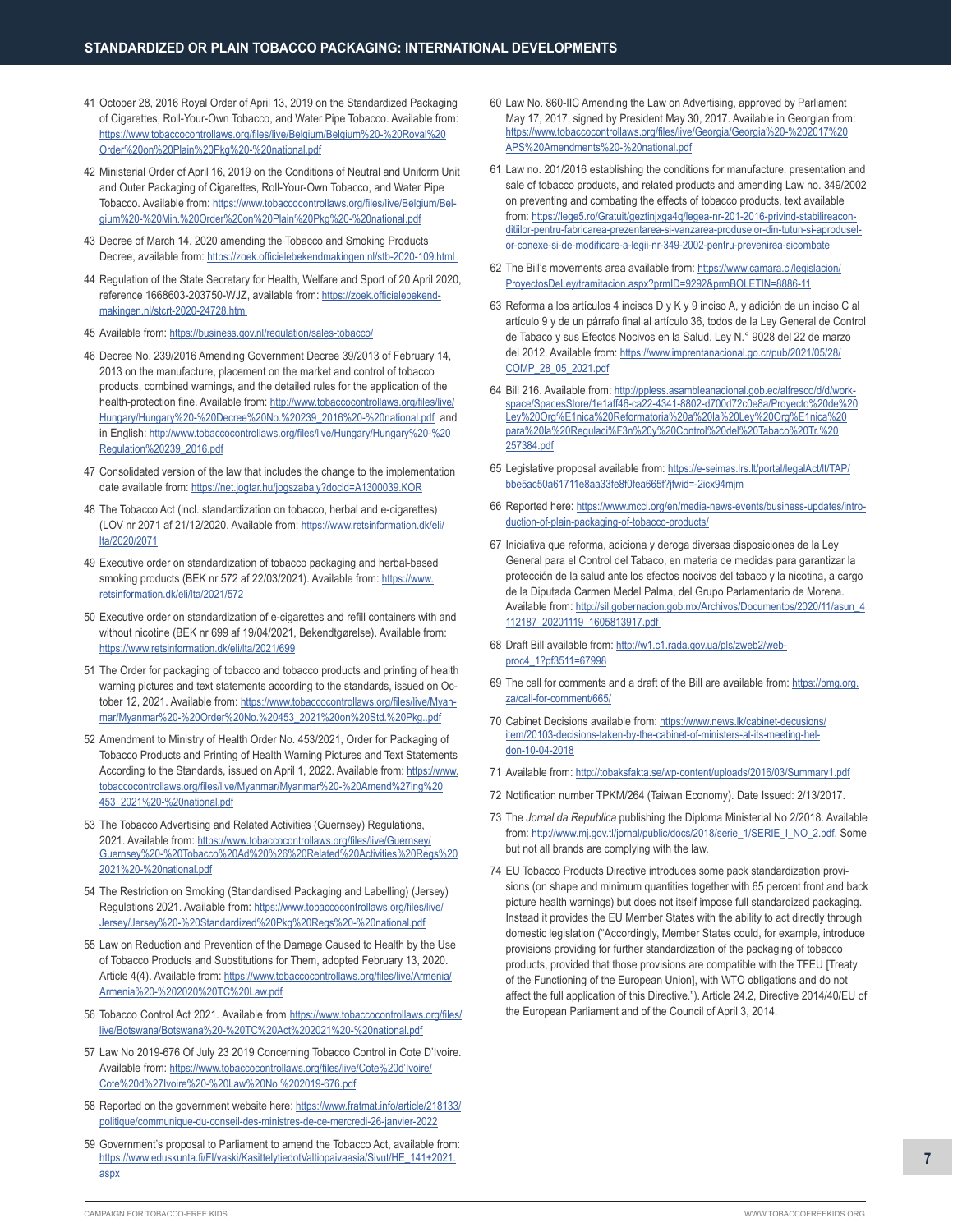41 October 28, 2016 Royal Order of April 13, 2019 on the Standardized Packaging of Cigarettes, Roll-Your-Own Tobacco, and Water Pipe Tobacco. Available from: https://www.tobaccocontrollaws.org/files/live/Belgium/Belgium%20-%20Royal%20Order%20on%20Plain%20Pkg%20-%20national.pdf

42 Ministerial Order of April 16, 2019 on the Conditions of Neutral and Uniform Unit and Outer Packaging of Cigarettes, Roll-Your-Own Tobacco, and Water Pipe Tobacco. Available from: https://www.tobaccocontrollaws.org/files/live/Belgium/Belgium%20-%20Min.%20Order%20on%20Plain%20Pkg%20-%20national.pdf

43 Decree of March 14, 2020 amending the Tobacco and Smoking Products Decree, available from: https://zoek.officielebekendmakingen.nl/stb-2020-109.html

44 Regulation of the State Secretary for Health, Welfare and Sport of 20 April 2020, reference 1668603-203750-WJZ, available from: https://zoek.officielebekendmakingen.nl/stcrt-2020-24728.html

45 Available from: https://business.gov.nl/regulation/sales-tobacco/

46 Decree No. 239/2016 Amending Government Decree 39/2013 of February 14, 2013 on the manufacture, placement on the market and control of tobacco products, combined warnings, and the detailed rules for the application of the health-protection fine. Available from: http://www.tobaccocontrollaws.org/files/live/Hungary/Hungary%20-%20Decree%20No.%20239_2016%20-%20national.pdf and in English: http://www.tobaccocontrollaws.org/files/live/Hungary/Hungary%20-%20Regulation%20239_2016.pdf

47 Consolidated version of the law that includes the change to the implementation date available from: https://net.jogtar.hu/jogszabaly?docid=A1300039.KOR

48 The Tobacco Act (incl. standardization on tobacco, herbal and e-cigarettes) (LOV nr 2071 af 21/12/2020. Available from: https://www.retsinformation.dk/eli/lta/2020/2071

49 Executive order on standardization of tobacco packaging and herbal-based smoking products (BEK nr 572 af 22/03/2021). Available from: https://www.retsinformation.dk/eli/lta/2021/572

50 Executive order on standardization of e-cigarettes and refill containers with and without nicotine (BEK nr 699 af 19/04/2021, Bekendtgørelse). Available from: https://www.retsinformation.dk/eli/lta/2021/699

51 The Order for packaging of tobacco and tobacco products and printing of health warning pictures and text statements according to the standards, issued on October 12, 2021. Available from: https://www.tobaccocontrollaws.org/files/live/Myanmar/Myanmar%20-%20Order%20No.%20453_2021%20on%20Std.%20Pkg..pdf

52 Amendment to Ministry of Health Order No. 453/2021, Order for Packaging of Tobacco Products and Printing of Health Warning Pictures and Text Statements According to the Standards, issued on April 1, 2022. Available from: https://www.tobaccocontrollaws.org/files/live/Myanmar/Myanmar%20-%20Amend%27ing%20453_2021%20-%20national.pdf

53 The Tobacco Advertising and Related Activities (Guernsey) Regulations, 2021. Available from: https://www.tobaccocontrollaws.org/files/live/Guernsey/Guernsey%20-%20Tobacco%20Ad%20%26%20Related%20Activities%20Regs%202021%20-%20national.pdf

54 The Restriction on Smoking (Standardised Packaging and Labelling) (Jersey) Regulations 2021. Available from: https://www.tobaccocontrollaws.org/files/live/Jersey/Jersey%20-%20Standardized%20Pkg%20Regs%20-%20national.pdf

55 Law on Reduction and Prevention of the Damage Caused to Health by the Use of Tobacco Products and Substitutions for Them, adopted February 13, 2020. Article 4(4). Available from: https://www.tobaccocontrollaws.org/files/live/Armenia/Armenia%20-%202020%20TC%20Law.pdf

56 Tobacco Control Act 2021. Available from https://www.tobaccocontrollaws.org/files/live/Botswana/Botswana%20-%20TC%20Act%202021%20-%20national.pdf

57 Law No 2019-676 Of July 23 2019 Concerning Tobacco Control in Cote D'Ivoire. Available from: https://www.tobaccocontrollaws.org/files/live/Cote%20d'Ivoire/Cote%20d%27Ivoire%20-%20Law%20No.%202019-676.pdf

58 Reported on the government website here: https://www.fratmat.info/article/218133/politique/communique-du-conseil-des-ministres-de-ce-mercredi-26-janvier-2022

59 Government's proposal to Parliament to amend the Tobacco Act, available from: https://www.eduskunta.fi/FI/vaski/KasittelytiedotValtiopaivaasia/Sivut/HE_141+2021.aspx

60 Law No. 860-IIC Amending the Law on Advertising, approved by Parliament May 17, 2017, signed by President May 30, 2017. Available in Georgian from: https://www.tobaccocontrollaws.org/files/live/Georgia/Georgia%20-%202017%20APS%20Amendments%20-%20national.pdf

61 Law no. 201/2016 establishing the conditions for manufacture, presentation and sale of tobacco products, and related products and amending Law no. 349/2002 on preventing and combating the effects of tobacco products, text available from: https://lege5.ro/Gratuit/geztinjxga4q/legea-nr-201-2016-privind-stabilireacon-ditiilor-pentru-fabricarea-prezentarea-si-vanzarea-produselor-din-tutun-si-aprodusel-or-conexe-si-de-modificare-a-legii-nr-349-2002-pentru-prevenirea-sicombate

62 The Bill's movements area available from: https://www.camara.cl/legislacion/ProyectosDeLey/tramitacion.aspx?prmID=9292&prmBOLETIN=8886-11

63 Reforma a los artículos 4 incisos D y K y 9 inciso A, y adición de un inciso C al artículo 9 y de un párrafo final al artículo 36, todos de la Ley General de Control de Tabaco y sus Efectos Nocivos en la Salud, Ley N.° 9028 del 22 de marzo del 2012. Available from: https://www.imprentanacional.go.cr/pub/2021/05/28/COMP_28_05_2021.pdf

64 Bill 216. Available from: http://ppless.asambleanacional.gob.ec/alfresco/d/d/workspace/SpacesStore/1e1aff46-ca22-4341-8802-d700d72c0e8a/Proyecto%20de%20Ley%20Org%E1nica%20Reformatoria%20a%20la%20Ley%20Org%E1nica%20para%20la%20Regulaci%F3n%20y%20Control%20del%20Tabaco%20Tr.%20257384.pdf

65 Legislative proposal available from: https://e-seimas.lrs.lt/portal/legalAct/lt/TAP/bbe5ac50a61711e8aa33fe8f0fea665f?jfwid=-2icx94mjm

66 Reported here: https://www.mcci.org/en/media-news-events/business-updates/introduction-of-plain-packaging-of-tobacco-products/

67 Iniciativa que reforma, adiciona y deroga diversas disposiciones de la Ley General para el Control del Tabaco, en materia de medidas para garantizar la protección de la salud ante los efectos nocivos del tabaco y la nicotina, a cargo de la Diputada Carmen Medel Palma, del Grupo Parlamentario de Morena. Available from: http://sil.gobernacion.gob.mx/Archivos/Documentos/2020/11/asun_4112187_20201119_1605813917.pdf

68 Draft Bill available from: http://w1.c1.rada.gov.ua/pls/zweb2/webproc4_1?pf3511=67998

69 The call for comments and a draft of the Bill are available from: https://pmg.org.za/call-for-comment/665/

70 Cabinet Decisions available from: https://www.news.lk/cabinet-decusions/item/20103-decisions-taken-by-the-cabinet-of-ministers-at-its-meeting-heldon-10-04-2018

71 Available from: http://tobaksfakta.se/wp-content/uploads/2016/03/Summary1.pdf

72 Notification number TPKM/264 (Taiwan Economy). Date Issued: 2/13/2017.

73 The *Jornal da Republica* publishing the Diploma Ministerial No 2/2018. Available from: http://www.mj.gov.tl/jornal/public/docs/2018/serie_1/SERIE_I_NO_2.pdf. Some but not all brands are complying with the law.

74 EU Tobacco Products Directive introduces some pack standardization provisions (on shape and minimum quantities together with 65 percent front and back picture health warnings) but does not itself impose full standardized packaging. Instead it provides the EU Member States with the ability to act directly through domestic legislation ("Accordingly, Member States could, for example, introduce provisions providing for further standardization of the packaging of tobacco products, provided that those provisions are compatible with the TFEU [Treaty of the Functioning of the European Union], with WTO obligations and do not affect the full application of this Directive."). Article 24.2, Directive 2014/40/EU of the European Parliament and of the Council of April 3, 2014.